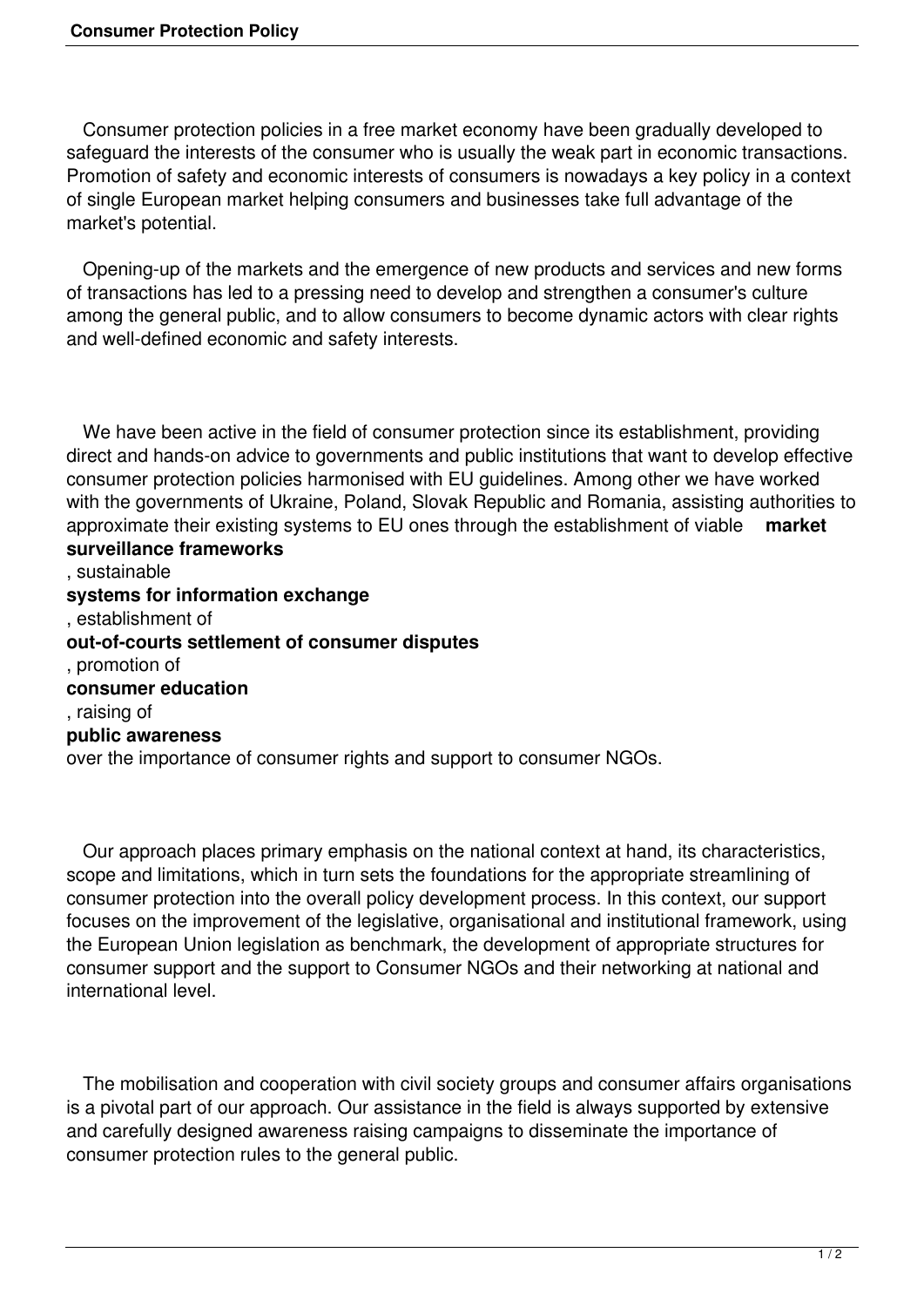Consumer protection policies in a free market economy have been gradually developed to safeguard the interests of the consumer who is usually the weak part in economic transactions. Promotion of safety and economic interests of consumers is nowadays a key policy in a context of single European market helping consumers and businesses take full advantage of the market's potential.

Opening-up of the markets and the emergence of new products and services and new forms of transactions has led to a pressing need to develop and strengthen a consumer's culture among the general public, and to allow consumers to become dynamic actors with clear rights and well-defined economic and safety interests.

We have been active in the field of consumer protection since its establishment, providing direct and hands-on advice to governments and public institutions that want to develop effective consumer protection policies harmonised with EU guidelines. Among other we have worked with the governments of Ukraine, Poland, Slovak Republic and Romania, assisting authorities to approximate their existing systems to EU ones through the establishment of viable **market surveillance frameworks**, sustainable **systems for information exchange**, establishment of **out-of-courts settlement of consumer disputes**, promotion of **consumer education**, raising of **public awareness** over the importance of consumer rights and support to consumer NGOs.

Our approach places primary emphasis on the national context at hand, its characteristics, scope and limitations, which in turn sets the foundations for the appropriate streamlining of consumer protection into the overall policy development process. In this context, our support focuses on the improvement of the legislative, organisational and institutional framework, using the European Union legislation as benchmark, the development of appropriate structures for consumer support and the support to Consumer NGOs and their networking at national and international level.

The mobilisation and cooperation with civil society groups and consumer affairs organisations is a pivotal part of our approach. Our assistance in the field is always supported by extensive and carefully designed awareness raising campaigns to disseminate the importance of consumer protection rules to the general public.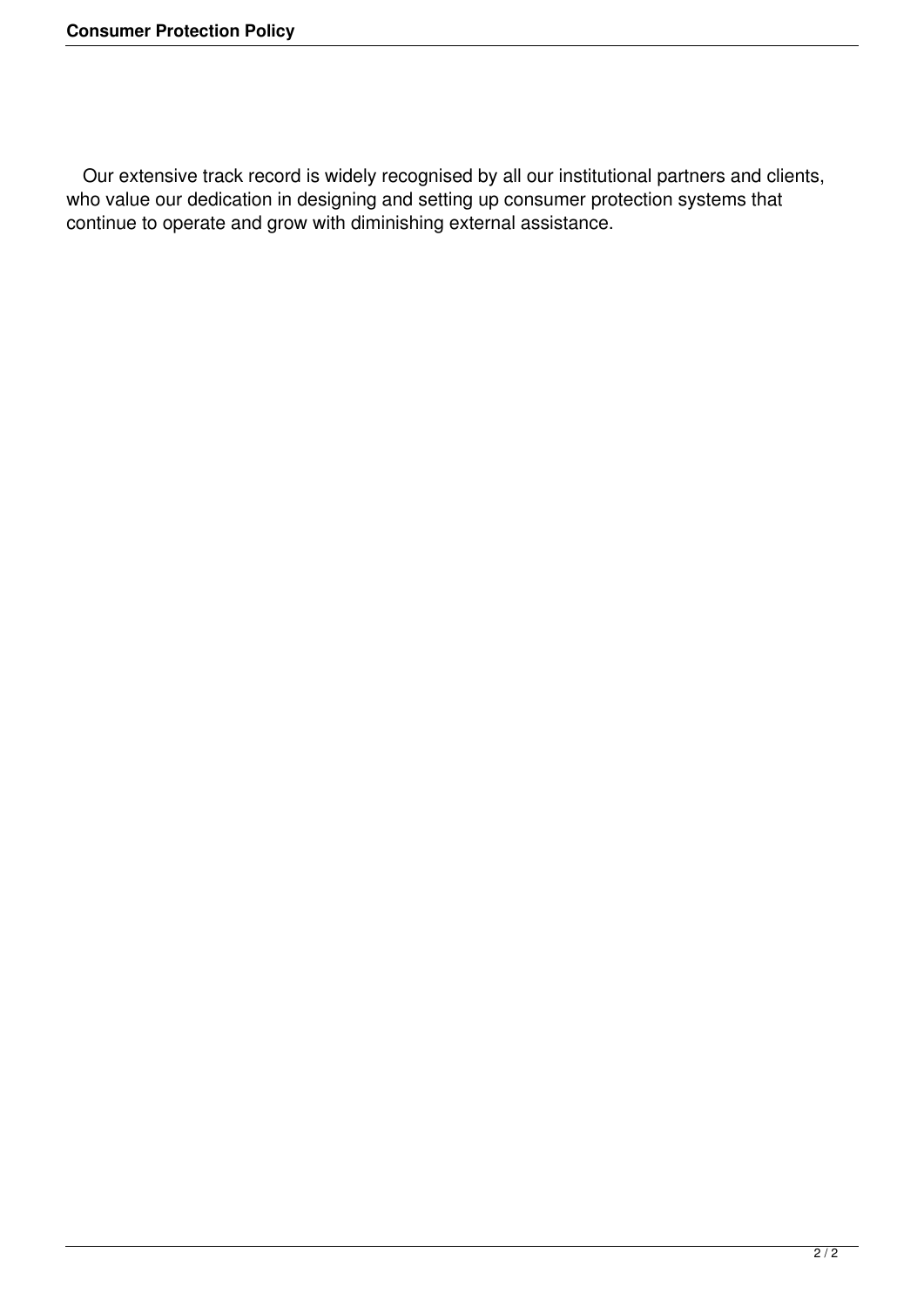Our extensive track record is widely recognised by all our institutional partners and clients, who value our dedication in designing and setting up consumer protection systems that continue to operate and grow with diminishing external assistance.